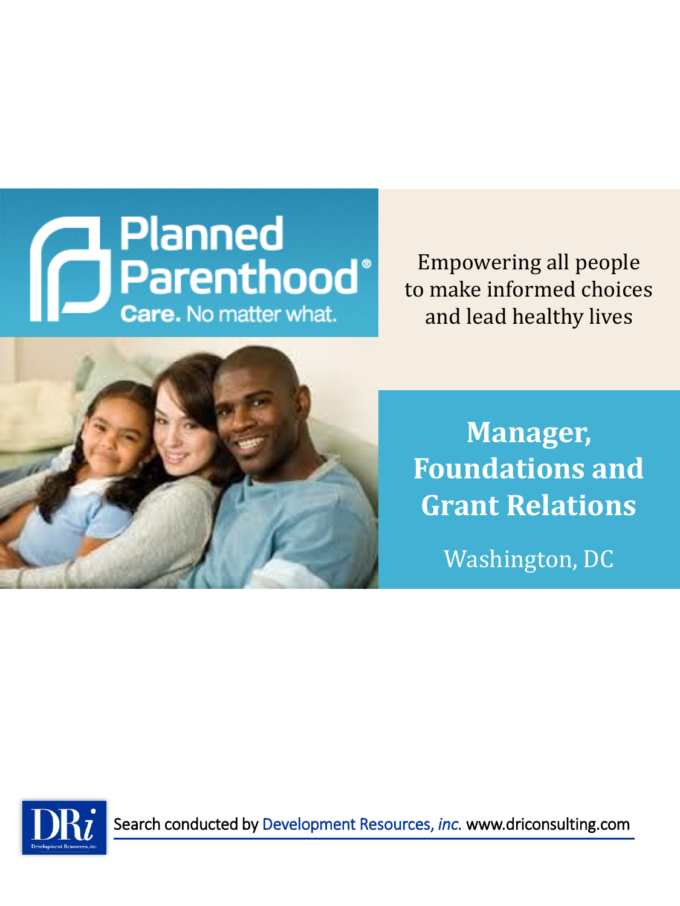Planned Parenthood®

Care. No matter what.

Empowering all people to make informed choices and lead healthy lives

# Manager, Foundations and Grant Relations

Washington, DC

Search conducted by Development Resources, *inc.* www.driconsulting.com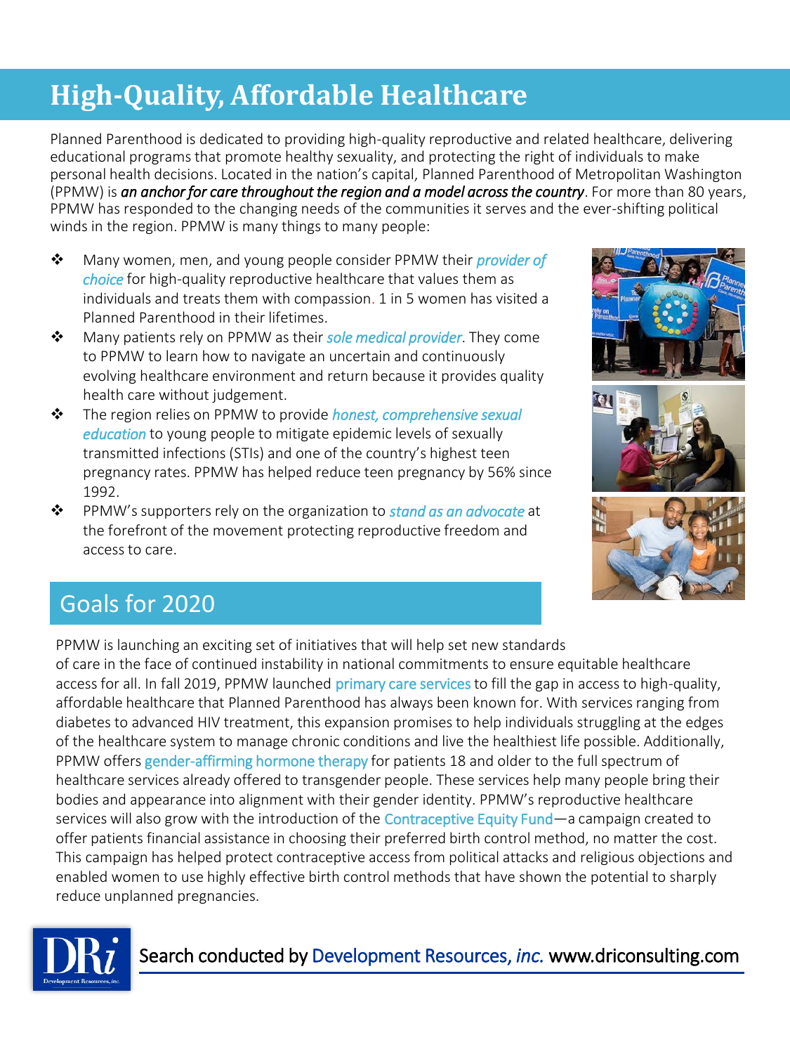# High-Quality, Affordable Healthcare

Planned Parenthood is dedicated to providing high-quality reproductive and related healthcare, delivering educational programs that promote healthy sexuality, and protecting the right of individuals to make personal health decisions. Located in the nation's capital, Planned Parenthood of Metropolitan Washington (PPMW) is ***an anchor for care throughout the region and a model across the country***. For more than 80 years, PPMW has responded to the changing needs of the communities it serves and the ever-shifting political winds in the region. PPMW is many things to many people:

- Many women, men, and young people consider PPMW their *provider of choice* for high-quality reproductive healthcare that values them as individuals and treats them with compassion. 1 in 5 women has visited a Planned Parenthood in their lifetimes.
- Many patients rely on PPMW as their *sole medical provider*. They come to PPMW to learn how to navigate an uncertain and continuously evolving healthcare environment and return because it provides quality health care without judgement.
- The region relies on PPMW to provide *honest, comprehensive sexual education* to young people to mitigate epidemic levels of sexually transmitted infections (STIs) and one of the country's highest teen pregnancy rates. PPMW has helped reduce teen pregnancy by 56% since 1992.
- PPMW's supporters rely on the organization to *stand as an advocate* at the forefront of the movement protecting reproductive freedom and access to care.

## Goals for 2020

PPMW is launching an exciting set of initiatives that will help set new standards of care in the face of continued instability in national commitments to ensure equitable healthcare access for all. In fall 2019, PPMW launched primary care services to fill the gap in access to high-quality, affordable healthcare that Planned Parenthood has always been known for. With services ranging from diabetes to advanced HIV treatment, this expansion promises to help individuals struggling at the edges of the healthcare system to manage chronic conditions and live the healthiest life possible. Additionally, PPMW offers gender-affirming hormone therapy for patients 18 and older to the full spectrum of healthcare services already offered to transgender people. These services help many people bring their bodies and appearance into alignment with their gender identity. PPMW's reproductive healthcare services will also grow with the introduction of the Contraceptive Equity Fund—a campaign created to offer patients financial assistance in choosing their preferred birth control method, no matter the cost. This campaign has helped protect contraceptive access from political attacks and religious objections and enabled women to use highly effective birth control methods that have shown the potential to sharply reduce unplanned pregnancies.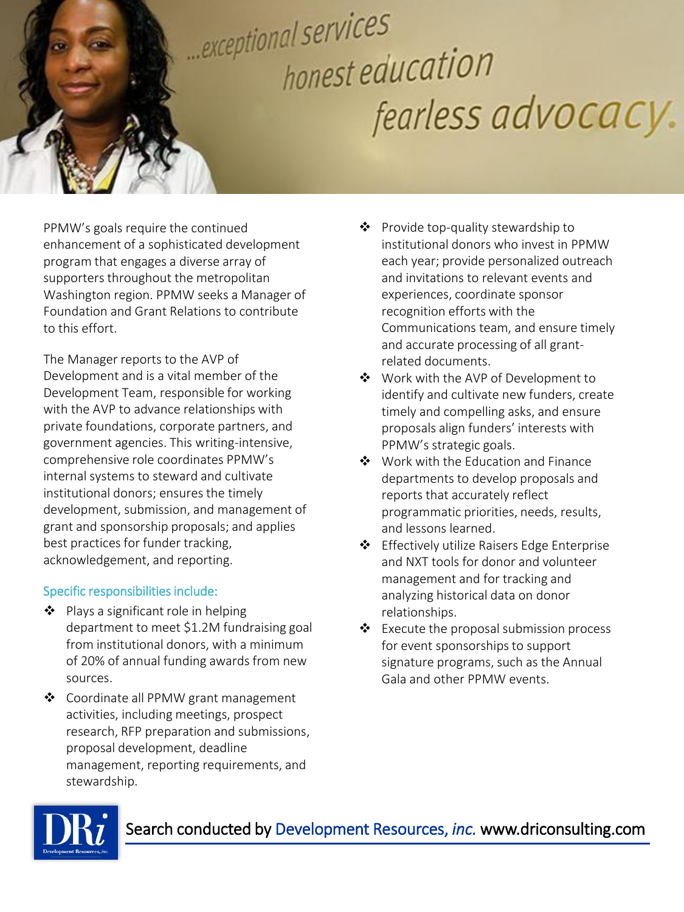...exceptional services
honest education
fearless advocacy.

PPMW's goals require the continued enhancement of a sophisticated development program that engages a diverse array of supporters throughout the metropolitan Washington region. PPMW seeks a Manager of Foundation and Grant Relations to contribute to this effort.

The Manager reports to the AVP of Development and is a vital member of the Development Team, responsible for working with the AVP to advance relationships with private foundations, corporate partners, and government agencies. This writing-intensive, comprehensive role coordinates PPMW's internal systems to steward and cultivate institutional donors; ensures the timely development, submission, and management of grant and sponsorship proposals; and applies best practices for funder tracking, acknowledgement, and reporting.

### Specific responsibilities include:

- Plays a significant role in helping department to meet $1.2M fundraising goal from institutional donors, with a minimum of 20% of annual funding awards from new sources.
- Coordinate all PPMW grant management activities, including meetings, prospect research, RFP preparation and submissions, proposal development, deadline management, reporting requirements, and stewardship.
- Provide top-quality stewardship to institutional donors who invest in PPMW each year; provide personalized outreach and invitations to relevant events and experiences, coordinate sponsor recognition efforts with the Communications team, and ensure timely and accurate processing of all grant-related documents.
- Work with the AVP of Development to identify and cultivate new funders, create timely and compelling asks, and ensure proposals align funders' interests with PPMW's strategic goals.
- Work with the Education and Finance departments to develop proposals and reports that accurately reflect programmatic priorities, needs, results, and lessons learned.
- Effectively utilize Raisers Edge Enterprise and NXT tools for donor and volunteer management and for tracking and analyzing historical data on donor relationships.
- Execute the proposal submission process for event sponsorships to support signature programs, such as the Annual Gala and other PPMW events.

Search conducted by Development Resources, *inc.* www.driconsulting.com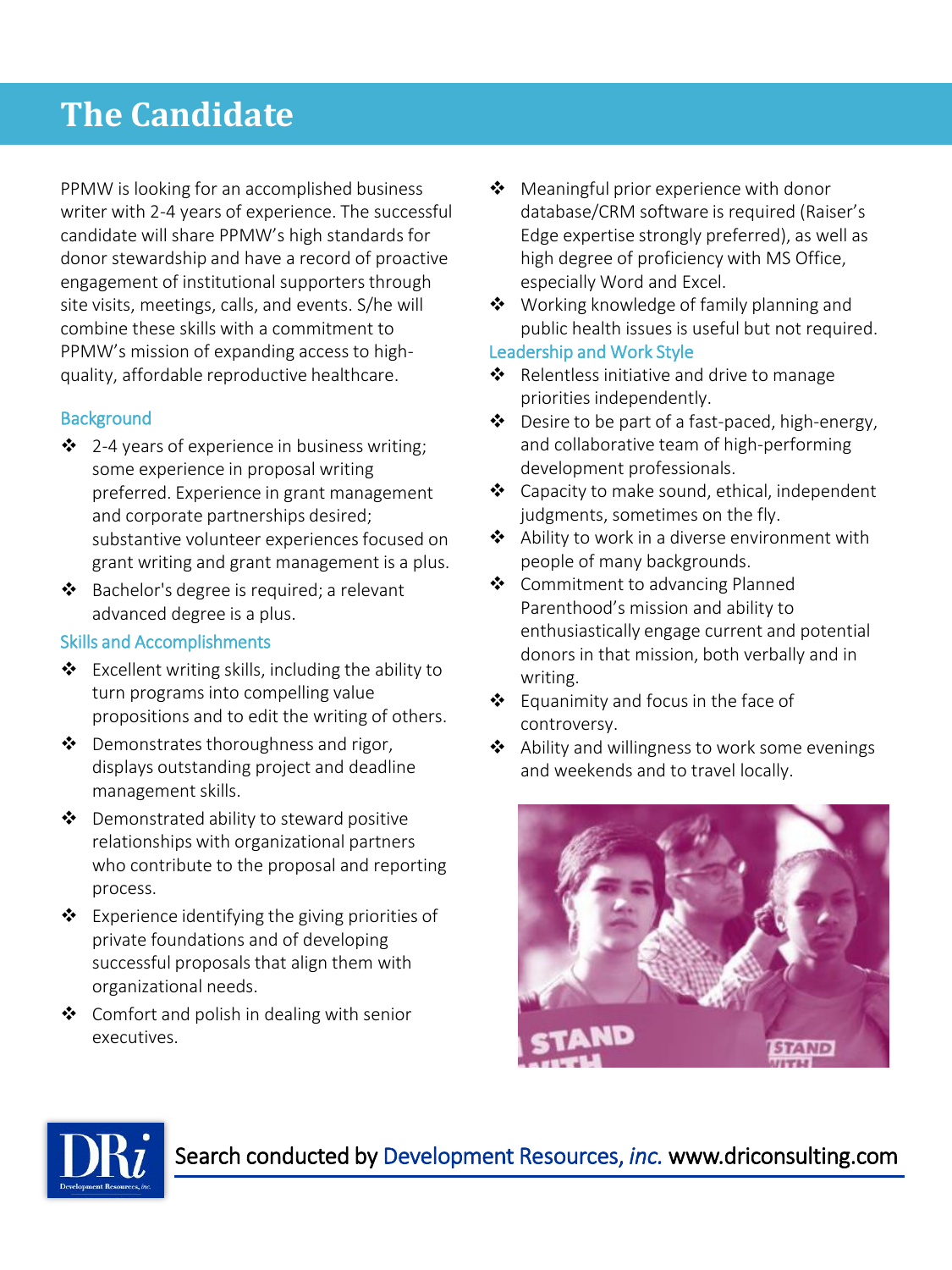# The Candidate

PPMW is looking for an accomplished business writer with 2-4 years of experience. The successful candidate will share PPMW's high standards for donor stewardship and have a record of proactive engagement of institutional supporters through site visits, meetings, calls, and events. S/he will combine these skills with a commitment to PPMW's mission of expanding access to high-quality, affordable reproductive healthcare.

### Background

- 2-4 years of experience in business writing; some experience in proposal writing preferred. Experience in grant management and corporate partnerships desired; substantive volunteer experiences focused on grant writing and grant management is a plus.
- Bachelor's degree is required; a relevant advanced degree is a plus.

### Skills and Accomplishments

- Excellent writing skills, including the ability to turn programs into compelling value propositions and to edit the writing of others.
- Demonstrates thoroughness and rigor, displays outstanding project and deadline management skills.
- Demonstrated ability to steward positive relationships with organizational partners who contribute to the proposal and reporting process.
- Experience identifying the giving priorities of private foundations and of developing successful proposals that align them with organizational needs.
- Comfort and polish in dealing with senior executives.
- Meaningful prior experience with donor database/CRM software is required (Raiser's Edge expertise strongly preferred), as well as high degree of proficiency with MS Office, especially Word and Excel.
- Working knowledge of family planning and public health issues is useful but not required.

### Leadership and Work Style

- Relentless initiative and drive to manage priorities independently.
- Desire to be part of a fast-paced, high-energy, and collaborative team of high-performing development professionals.
- Capacity to make sound, ethical, independent judgments, sometimes on the fly.
- Ability to work in a diverse environment with people of many backgrounds.
- Commitment to advancing Planned Parenthood's mission and ability to enthusiastically engage current and potential donors in that mission, both verbally and in writing.
- Equanimity and focus in the face of controversy.
- Ability and willingness to work some evenings and weekends and to travel locally.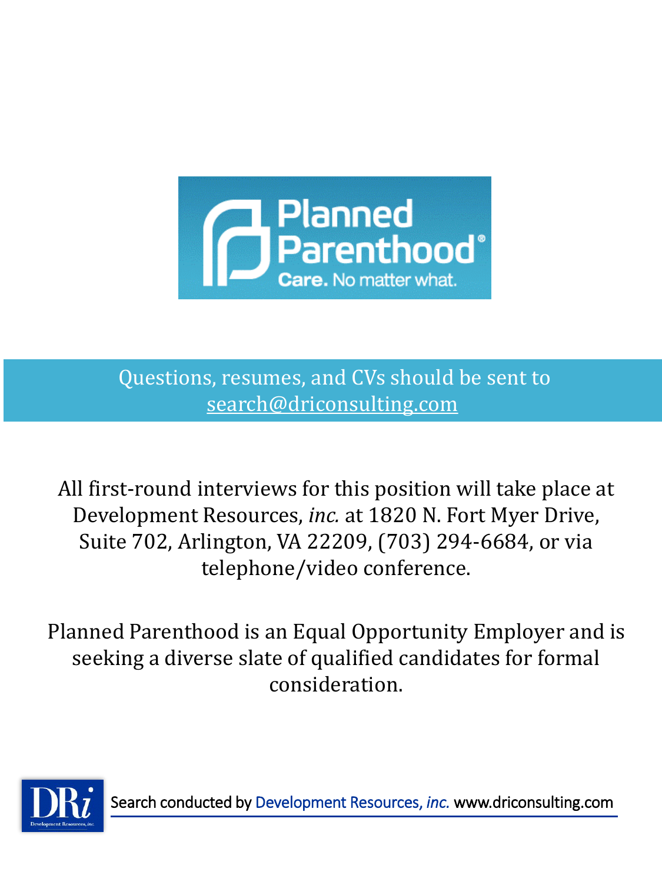Planned Parenthood®
Care. No matter what.

Questions, resumes, and CVs should be sent to
search@driconsulting.com

All first-round interviews for this position will take place at Development Resources, *inc.* at 1820 N. Fort Myer Drive, Suite 702, Arlington, VA 22209, (703) 294-6684, or via telephone/video conference.

Planned Parenthood is an Equal Opportunity Employer and is seeking a diverse slate of qualified candidates for formal consideration.

DRi Development Resources, *inc.*

Search conducted by Development Resources, *inc.* www.driconsulting.com